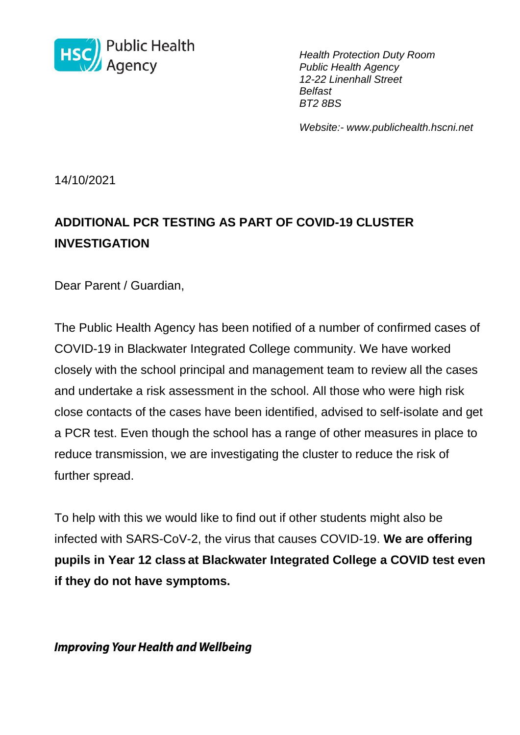Public Health Agency

*Health Protection Duty Room*
*Public Health Agency*
*12-22 Linenhall Street*
*Belfast*
*BT2 8BS*

*Website:- www.publichealth.hscni.net*

14/10/2021

**ADDITIONAL PCR TESTING AS PART OF COVID-19 CLUSTER INVESTIGATION**

Dear Parent / Guardian,

The Public Health Agency has been notified of a number of confirmed cases of COVID-19 in Blackwater Integrated College community. We have worked closely with the school principal and management team to review all the cases and undertake a risk assessment in the school. All those who were high risk close contacts of the cases have been identified, advised to self-isolate and get a PCR test. Even though the school has a range of other measures in place to reduce transmission, we are investigating the cluster to reduce the risk of further spread.

To help with this we would like to find out if other students might also be infected with SARS-CoV-2, the virus that causes COVID-19. **We are offering pupils in Year 12 class at Blackwater Integrated College a COVID test even if they do not have symptoms.**

***Improving Your Health and Wellbeing***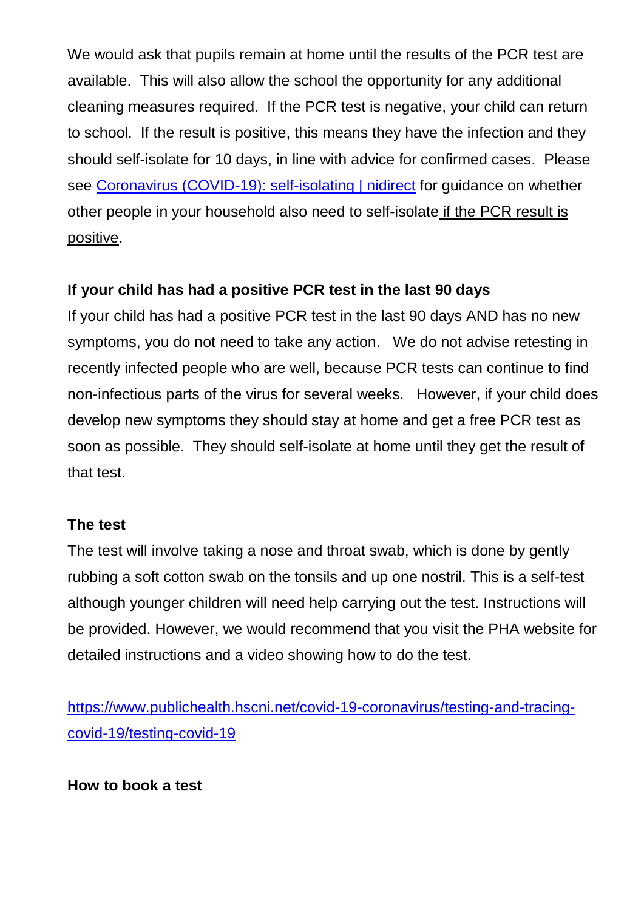We would ask that pupils remain at home until the results of the PCR test are available. This will also allow the school the opportunity for any additional cleaning measures required. If the PCR test is negative, your child can return to school. If the result is positive, this means they have the infection and they should self-isolate for 10 days, in line with advice for confirmed cases. Please see [Coronavirus (COVID-19): self-isolating | nidirect]() for guidance on whether other people in your household also need to self-isolate if the PCR result is positive.

**If your child has had a positive PCR test in the last 90 days**

If your child has had a positive PCR test in the last 90 days AND has no new symptoms, you do not need to take any action. We do not advise retesting in recently infected people who are well, because PCR tests can continue to find non-infectious parts of the virus for several weeks. However, if your child does develop new symptoms they should stay at home and get a free PCR test as soon as possible. They should self-isolate at home until they get the result of that test.

**The test**

The test will involve taking a nose and throat swab, which is done by gently rubbing a soft cotton swab on the tonsils and up one nostril. This is a self-test although younger children will need help carrying out the test. Instructions will be provided. However, we would recommend that you visit the PHA website for detailed instructions and a video showing how to do the test.

https://www.publichealth.hscni.net/covid-19-coronavirus/testing-and-tracing-covid-19/testing-covid-19

**How to book a test**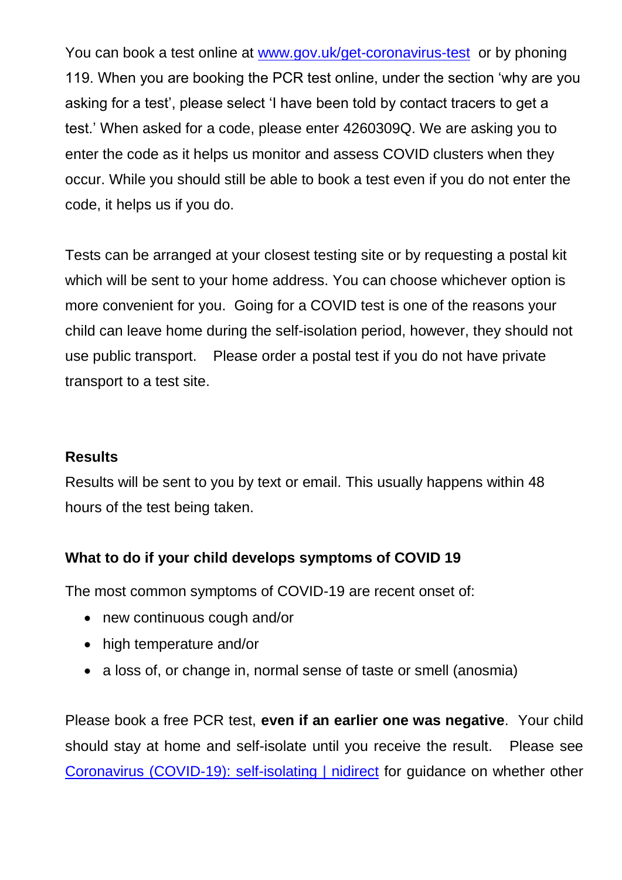You can book a test online at [www.gov.uk/get-coronavirus-test](www.gov.uk/get-coronavirus-test) or by phoning 119. When you are booking the PCR test online, under the section 'why are you asking for a test', please select 'I have been told by contact tracers to get a test.' When asked for a code, please enter 4260309Q. We are asking you to enter the code as it helps us monitor and assess COVID clusters when they occur. While you should still be able to book a test even if you do not enter the code, it helps us if you do.

Tests can be arranged at your closest testing site or by requesting a postal kit which will be sent to your home address. You can choose whichever option is more convenient for you. Going for a COVID test is one of the reasons your child can leave home during the self-isolation period, however, they should not use public transport. Please order a postal test if you do not have private transport to a test site.

**Results**

Results will be sent to you by text or email. This usually happens within 48 hours of the test being taken.

**What to do if your child develops symptoms of COVID 19**

The most common symptoms of COVID-19 are recent onset of:

- new continuous cough and/or
- high temperature and/or
- a loss of, or change in, normal sense of taste or smell (anosmia)

Please book a free PCR test, **even if an earlier one was negative**. Your child should stay at home and self-isolate until you receive the result. Please see Coronavirus (COVID-19): self-isolating | nidirect for guidance on whether other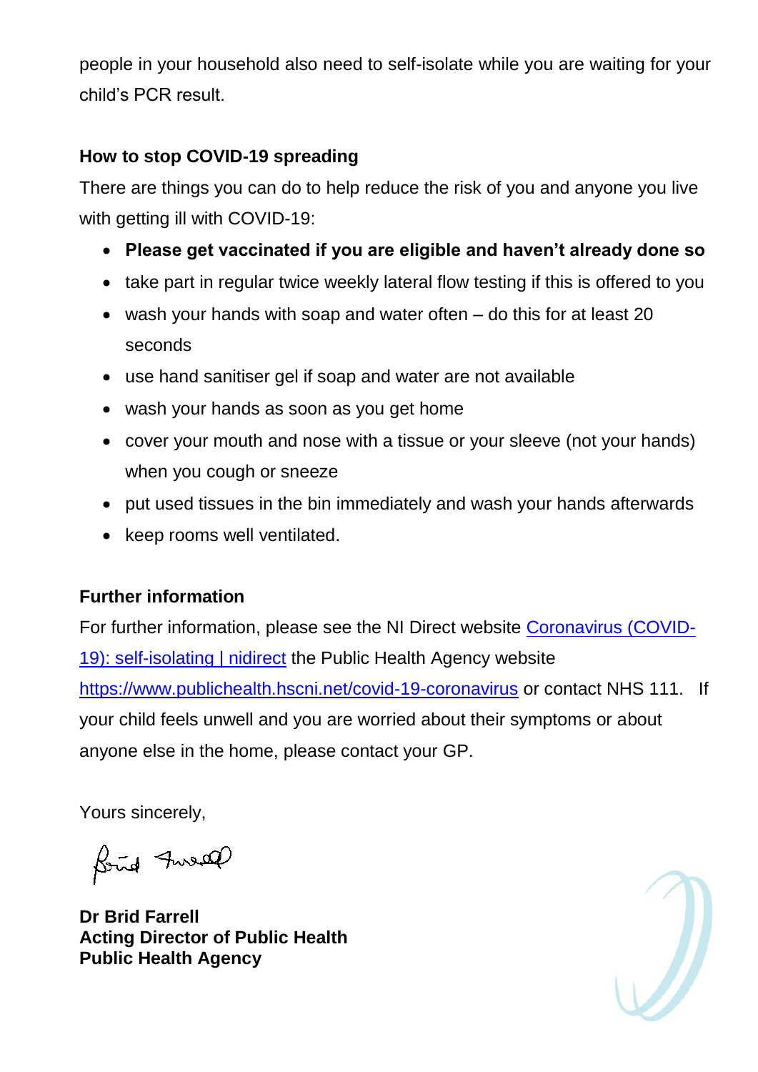people in your household also need to self-isolate while you are waiting for your child's PCR result.

**How to stop COVID-19 spreading**

There are things you can do to help reduce the risk of you and anyone you live with getting ill with COVID-19:

- **Please get vaccinated if you are eligible and haven't already done so**
- take part in regular twice weekly lateral flow testing if this is offered to you
- wash your hands with soap and water often – do this for at least 20 seconds
- use hand sanitiser gel if soap and water are not available
- wash your hands as soon as you get home
- cover your mouth and nose with a tissue or your sleeve (not your hands) when you cough or sneeze
- put used tissues in the bin immediately and wash your hands afterwards
- keep rooms well ventilated.

**Further information**

For further information, please see the NI Direct website [Coronavirus (COVID-19): self-isolating | nidirect]() the Public Health Agency website [https://www.publichealth.hscni.net/covid-19-coronavirus](https://www.publichealth.hscni.net/covid-19-coronavirus) or contact NHS 111. If your child feels unwell and you are worried about their symptoms or about anyone else in the home, please contact your GP.

Yours sincerely,

**Dr Brid Farrell**
**Acting Director of Public Health**
**Public Health Agency**